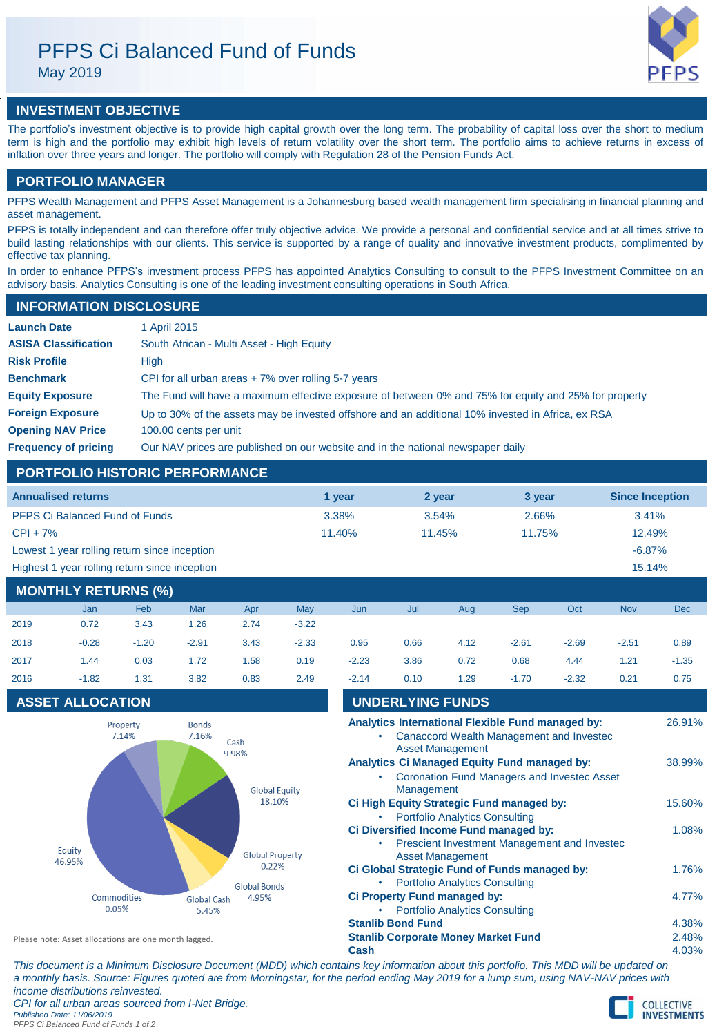# PFPS Ci Balanced Fund of Funds

May 2019

## INVESTMENT OBJECTIVE

The portfolio's investment objective is to provide high capital growth over the long term. The probability of capital loss over the short to medium term is high and the portfolio may exhibit high levels of return volatility over the short term. The portfolio aims to achieve returns in excess of inflation over three years and longer. The portfolio will comply with Regulation 28 of the Pension Funds Act.

## PORTFOLIO MANAGER

PFPS Wealth Management and PFPS Asset Management is a Johannesburg based wealth management firm specialising in financial planning and asset management.

PFPS is totally independent and can therefore offer truly objective advice. We provide a personal and confidential service and at all times strive to build lasting relationships with our clients. This service is supported by a range of quality and innovative investment products, complimented by effective tax planning.

In order to enhance PFPS's investment process PFPS has appointed Analytics Consulting to consult to the PFPS Investment Committee on an advisory basis. Analytics Consulting is one of the leading investment consulting operations in South Africa.

## INFORMATION DISCLOSURE

| | |
|---|---|
| **Launch Date** | 1 April 2015 |
| **ASISA Classification** | South African - Multi Asset - High Equity |
| **Risk Profile** | High |
| **Benchmark** | CPI for all urban areas + 7% over rolling 5-7 years |
| **Equity Exposure** | The Fund will have a maximum effective exposure of between 0% and 75% for equity and 25% for property |
| **Foreign Exposure** | Up to 30% of the assets may be invested offshore and an additional 10% invested in Africa, ex RSA |
| **Opening NAV Price** | 100.00 cents per unit |
| **Frequency of pricing** | Our NAV prices are published on our website and in the national newspaper daily |

## PORTFOLIO HISTORIC PERFORMANCE

| Annualised returns | 1 year | 2 year | 3 year | Since Inception |
|---|---|---|---|---|
| PFPS Ci Balanced Fund of Funds | 3.38% | 3.54% | 2.66% | 3.41% |
| CPI + 7% | 11.40% | 11.45% | 11.75% | 12.49% |
| Lowest 1 year rolling return since inception | | | | -6.87% |
| Highest 1 year rolling return since inception | | | | 15.14% |

## MONTHLY RETURNS (%)

| | Jan | Feb | Mar | Apr | May | Jun | Jul | Aug | Sep | Oct | Nov | Dec |
|---|---|---|---|---|---|---|---|---|---|---|---|---|
| 2019 | 0.72 | 3.43 | 1.26 | 2.74 | -3.22 | | | | | | | |
| 2018 | -0.28 | -1.20 | -2.91 | 3.43 | -2.33 | 0.95 | 0.66 | 4.12 | -2.61 | -2.69 | -2.51 | 0.89 |
| 2017 | 1.44 | 0.03 | 1.72 | 1.58 | 0.19 | -2.23 | 3.86 | 0.72 | 0.68 | 4.44 | 1.21 | -1.35 |
| 2016 | -1.82 | 1.31 | 3.82 | 0.83 | 2.49 | -2.14 | 0.10 | 1.29 | -1.70 | -2.32 | 0.21 | 0.75 |

## ASSET ALLOCATION

| Asset | Allocation |
|---|---|
| Property | 7.14% |
| Bonds | 7.16% |
| Cash | 9.98% |
| Global Equity | 18.10% |
| Global Property | 0.22% |
| Global Bonds | 4.95% |
| Global Cash | 5.45% |
| Commodities | 0.05% |
| Equity | 46.95% |

Please note: Asset allocations are one month lagged.

## UNDERLYING FUNDS

| | |
|---|---|
| **Analytics International Flexible Fund managed by:**<br>• Canaccord Wealth Management and Investec Asset Management | 26.91% |
| **Analytics Ci Managed Equity Fund managed by:**<br>• Coronation Fund Managers and Investec Asset Management | 38.99% |
| **Ci High Equity Strategic Fund managed by:**<br>• Portfolio Analytics Consulting | 15.60% |
| **Ci Diversified Income Fund managed by:**<br>• Prescient Investment Management and Investec Asset Management | 1.08% |
| **Ci Global Strategic Fund of Funds managed by:**<br>• Portfolio Analytics Consulting | 1.76% |
| **Ci Property Fund managed by:**<br>• Portfolio Analytics Consulting | 4.77% |
| **Stanlib Bond Fund** | 4.38% |
| **Stanlib Corporate Money Market Fund** | 2.48% |
| **Cash** | 4.03% |

*This document is a Minimum Disclosure Document (MDD) which contains key information about this portfolio. This MDD will be updated on a monthly basis. Source: Figures quoted are from Morningstar, for the period ending May 2019 for a lump sum, using NAV-NAV prices with income distributions reinvested.*

*CPI for all urban areas sourced from I-Net Bridge.*

*Published Date: 11/06/2019*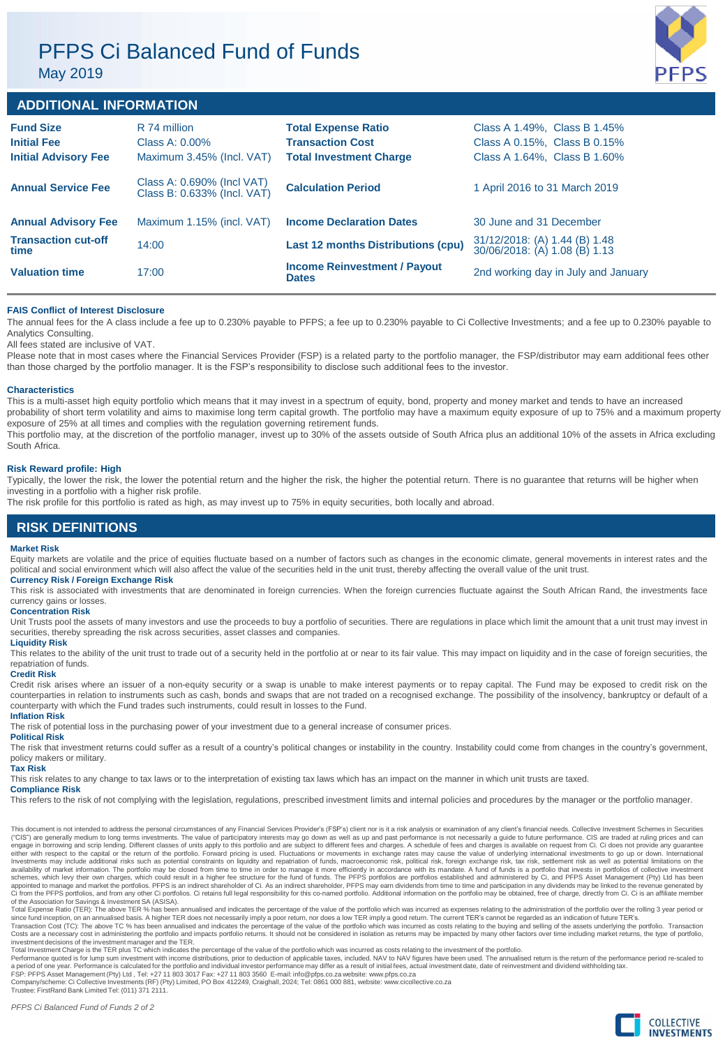# PFPS Ci Balanced Fund of Funds

May 2019

## ADDITIONAL INFORMATION

| | | | |
|---|---|---|---|
| **Fund Size** | R 74 million | **Total Expense Ratio** | Class A 1.49%, Class B 1.45% |
| **Initial Fee** | Class A: 0.00% | **Transaction Cost** | Class A 0.15%, Class B 0.15% |
| **Initial Advisory Fee** | Maximum 3.45% (Incl. VAT) | **Total Investment Charge** | Class A 1.64%, Class B 1.60% |
| **Annual Service Fee** | Class A: 0.690% (Incl VAT) Class B: 0.633% (Incl. VAT) | **Calculation Period** | 1 April 2016 to 31 March 2019 |
| **Annual Advisory Fee** | Maximum 1.15% (incl. VAT) | **Income Declaration Dates** | 30 June and 31 December |
| **Transaction cut-off time** | 14:00 | **Last 12 months Distributions (cpu)** | 31/12/2018: (A) 1.44 (B) 1.48 30/06/2018: (A) 1.08 (B) 1.13 |
| **Valuation time** | 17:00 | **Income Reinvestment / Payout Dates** | 2nd working day in July and January |

**FAIS Conflict of Interest Disclosure**

The annual fees for the A class include a fee up to 0.230% payable to PFPS; a fee up to 0.230% payable to Ci Collective Investments; and a fee up to 0.230% payable to Analytics Consulting.

All fees stated are inclusive of VAT.

Please note that in most cases where the Financial Services Provider (FSP) is a related party to the portfolio manager, the FSP/distributor may earn additional fees other than those charged by the portfolio manager. It is the FSP's responsibility to disclose such additional fees to the investor.

**Characteristics**

This is a multi-asset high equity portfolio which means that it may invest in a spectrum of equity, bond, property and money market and tends to have an increased probability of short term volatility and aims to maximise long term capital growth. The portfolio may have a maximum equity exposure of up to 75% and a maximum property exposure of 25% at all times and complies with the regulation governing retirement funds.

This portfolio may, at the discretion of the portfolio manager, invest up to 30% of the assets outside of South Africa plus an additional 10% of the assets in Africa excluding South Africa.

**Risk Reward profile: High**

Typically, the lower the risk, the lower the potential return and the higher the risk, the higher the potential return. There is no guarantee that returns will be higher when investing in a portfolio with a higher risk profile.

The risk profile for this portfolio is rated as high, as may invest up to 75% in equity securities, both locally and abroad.

## RISK DEFINITIONS

**Market Risk**

Equity markets are volatile and the price of equities fluctuate based on a number of factors such as changes in the economic climate, general movements in interest rates and the political and social environment which will also affect the value of the securities held in the unit trust, thereby affecting the overall value of the unit trust.

**Currency Risk / Foreign Exchange Risk**

This risk is associated with investments that are denominated in foreign currencies. When the foreign currencies fluctuate against the South African Rand, the investments face currency gains or losses.

**Concentration Risk**

Unit Trusts pool the assets of many investors and use the proceeds to buy a portfolio of securities. There are regulations in place which limit the amount that a unit trust may invest in securities, thereby spreading the risk across securities, asset classes and companies.

**Liquidity Risk**

This relates to the ability of the unit trust to trade out of a security held in the portfolio at or near to its fair value. This may impact on liquidity and in the case of foreign securities, the repatriation of funds.

**Credit Risk**

Credit risk arises where an issuer of a non-equity security or a swap is unable to make interest payments or to repay capital. The Fund may be exposed to credit risk on the counterparties in relation to instruments such as cash, bonds and swaps that are not traded on a recognised exchange. The possibility of the insolvency, bankruptcy or default of a counterparty with which the Fund trades such instruments, could result in losses to the Fund.

**Inflation Risk**

The risk of potential loss in the purchasing power of your investment due to a general increase of consumer prices.

**Political Risk**

The risk that investment returns could suffer as a result of a country's political changes or instability in the country. Instability could come from changes in the country's government, policy makers or military.

**Tax Risk**

This risk relates to any change to tax laws or to the interpretation of existing tax laws which has an impact on the manner in which unit trusts are taxed.

**Compliance Risk**

This refers to the risk of not complying with the legislation, regulations, prescribed investment limits and internal policies and procedures by the manager or the portfolio manager.

This document is not intended to address the personal circumstances of any Financial Services Provider's (FSP's) client nor is it a risk analysis or examination of any client's financial needs. Collective Investment Schemes in Securities ("CIS") are generally medium to long terms investments. The value of participatory interests may go down as well as up and past performance is not necessarily a guide to future performance. CIS are traded at ruling prices and can engage in borrowing and scrip lending. Different classes of units apply to this portfolio and are subject to different fees and charges. A schedule of fees and charges is available on request from Ci. Ci does not provide any guarantee either with respect to the capital or the return of the portfolio. Forward pricing is used. Fluctuations or movements in exchange rates may cause the value of underlying international investments to go up or down. International Investments may include additional risks such as potential constraints on liquidity and repatriation of funds, macroeconomic risk, political risk, foreign exchange risk, tax risk, settlement risk as well as potential limitations on the availability of market information. The portfolio may be closed from time to time in order to manage it more efficiently in accordance with its mandate. A fund of funds is a portfolio that invests in portfolios of collective investment schemes, which levy their own charges, which could result in a higher fee structure for the fund of funds. The PFPS portfolios are portfolios established and administered by Ci, and PFPS Asset Management (Pty) Ltd has been appointed to manage and market the portfolios. PFPS is an indirect shareholder of Ci. As an indirect shareholder, PFPS may earn dividends from time to time and participation in any dividends may be linked to the revenue generated by Ci from the PFPS portfolios, and from any other Ci portfolios. Ci retains full legal responsibility for this co-named portfolio. Additional information on the portfolio may be obtained, free of charge, directly from Ci. Ci is an affiliate member of the Association for Savings & Investment SA (ASISA).

Total Expense Ratio (TER): The above TER % has been annualised and indicates the percentage of the value of the portfolio which was incurred as expenses relating to the administration of the portfolio over the rolling 3 year period or since fund inception, on an annualised basis. A higher TER does not necessarily imply a poor return, nor does a low TER imply a good return. The current TER's cannot be regarded as an indication of future TER's.

Transaction Cost (TC): The above TC % has been annualised and indicates the percentage of the value of the portfolio which was incurred as costs relating to the buying and selling of the assets underlying the portfolio. Transaction Costs are a necessary cost in administering the portfolio and impacts portfolio returns. It should not be considered in isolation as returns may be impacted by many other factors over time including market returns, the type of portfolio, investment decisions of the investment manager and the TER.

Total Investment Charge is the TER plus TC which indicates the percentage of the value of the portfolio which was incurred as costs relating to the investment of the portfolio.

Performance quoted is for lump sum investment with income distributions, prior to deduction of applicable taxes, included. NAV to NAV figures have been used. The annualised return is the return of the performance period re-scaled to a period of one year. Performance is calculated for the portfolio and individual investor performance may differ as a result of initial fees, actual investment date, date of reinvestment and dividend withholding tax.

FSP: PFPS Asset Management (Pty) Ltd , Tel: +27 11 803 3017 Fax: +27 11 803 3560 E-mail: info@pfps.co.za website: www.pfps.co.za

Company/scheme: Ci Collective Investments (RF) (Pty) Limited, PO Box 412249, Craighall, 2024; Tel: 0861 000 881, website: www.cicollective.co.za

Trustee: FirstRand Bank Limited Tel: (011) 371 2111.